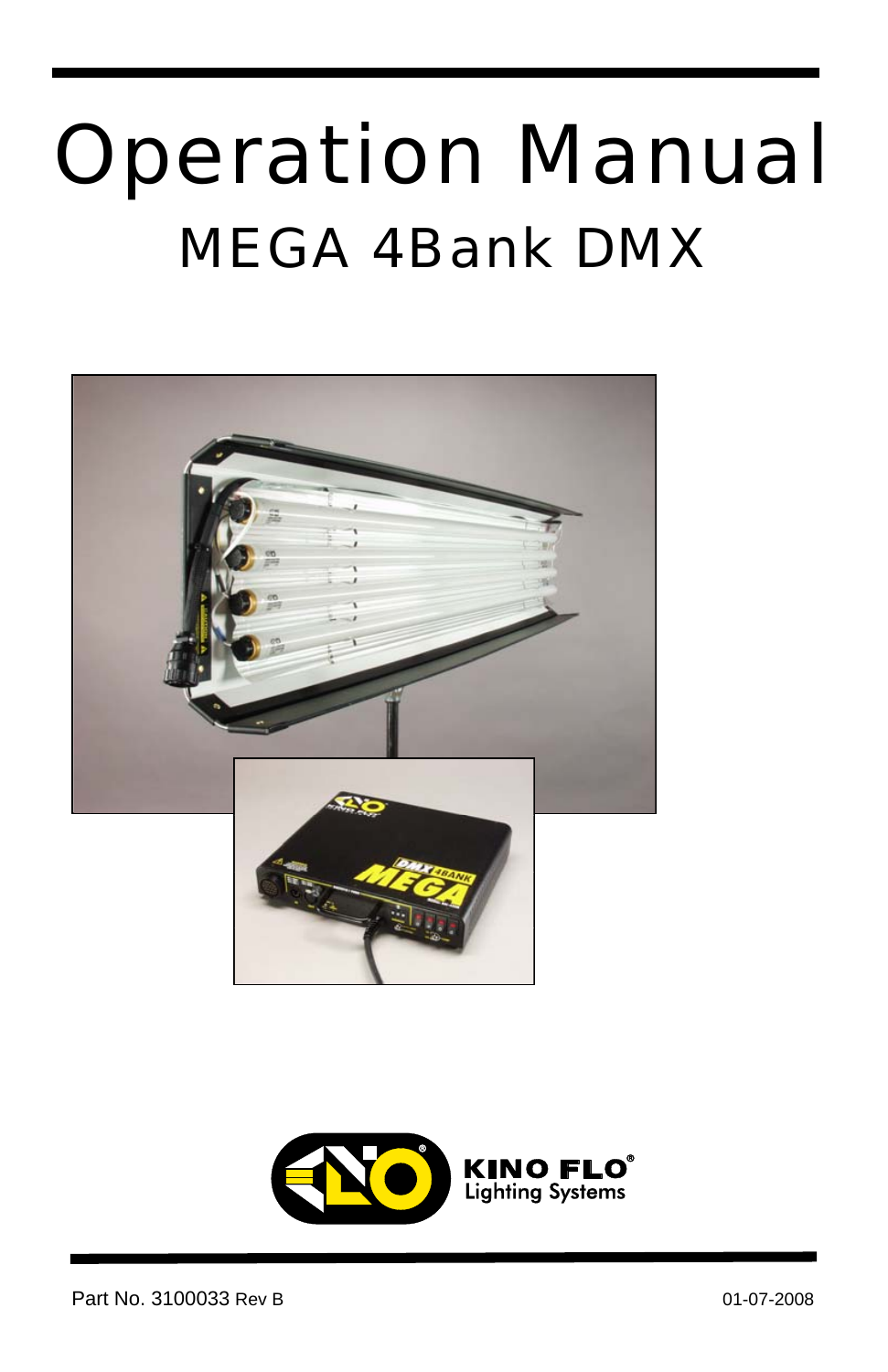# Operation Manual

## MEGA 4Bank DMX

KINO FLO® Lighting Systems

Part No. 3100033 Rev B

01-07-2008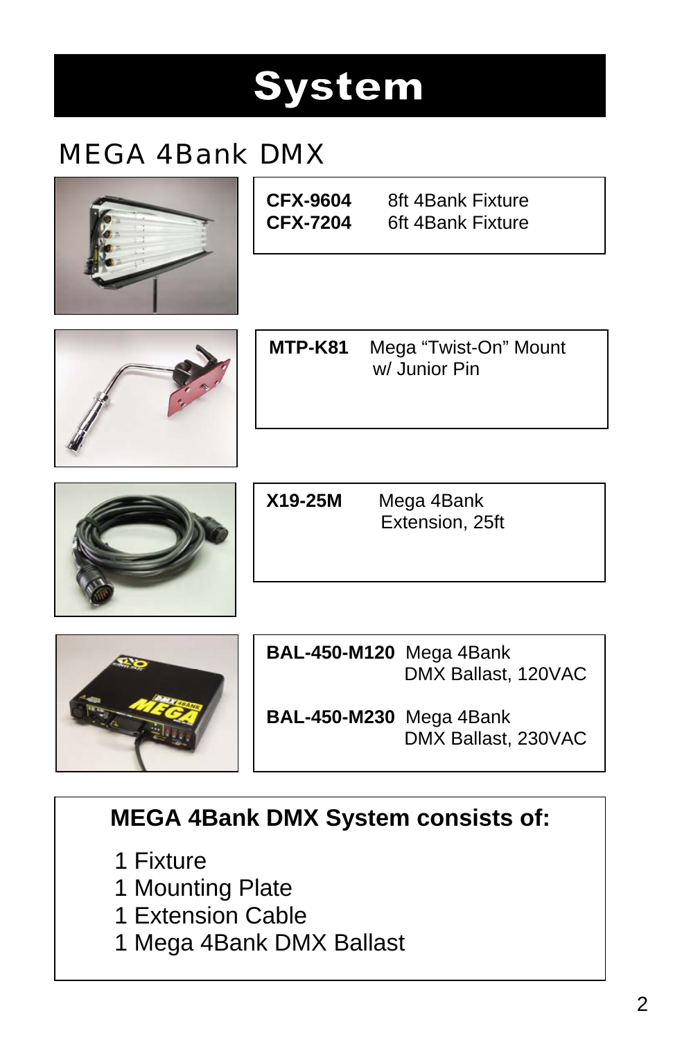# System

## MEGA 4Bank DMX

**CFX-9604** 8ft 4Bank Fixture
**CFX-7204** 6ft 4Bank Fixture

**MTP-K81** Mega "Twist-On" Mount w/ Junior Pin

**X19-25M** Mega 4Bank Extension, 25ft

**BAL-450-M120** Mega 4Bank DMX Ballast, 120VAC

**BAL-450-M230** Mega 4Bank DMX Ballast, 230VAC

**MEGA 4Bank DMX System consists of:**

1 Fixture
1 Mounting Plate
1 Extension Cable
1 Mega 4Bank DMX Ballast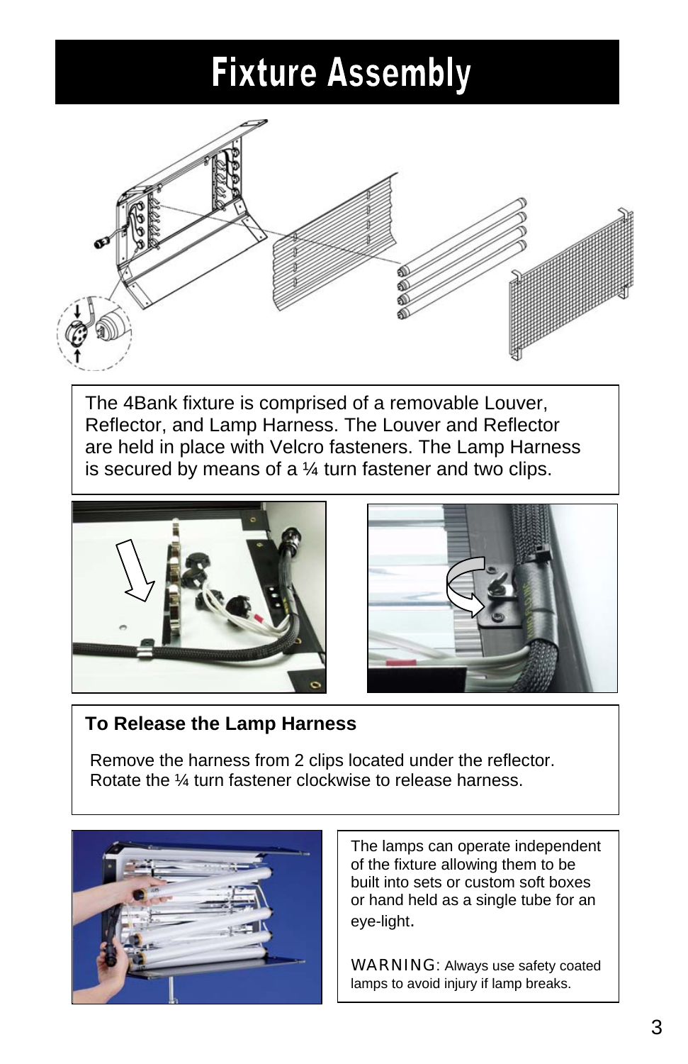# Fixture Assembly

The 4Bank fixture is comprised of a removable Louver, Reflector, and Lamp Harness. The Louver and Reflector are held in place with Velcro fasteners. The Lamp Harness is secured by means of a ¼ turn fastener and two clips.

**To Release the Lamp Harness**

Remove the harness from 2 clips located under the reflector. Rotate the ¼ turn fastener clockwise to release harness.

The lamps can operate independent of the fixture allowing them to be built into sets or custom soft boxes or hand held as a single tube for an eye-light.

WARNING: Always use safety coated lamps to avoid injury if lamp breaks.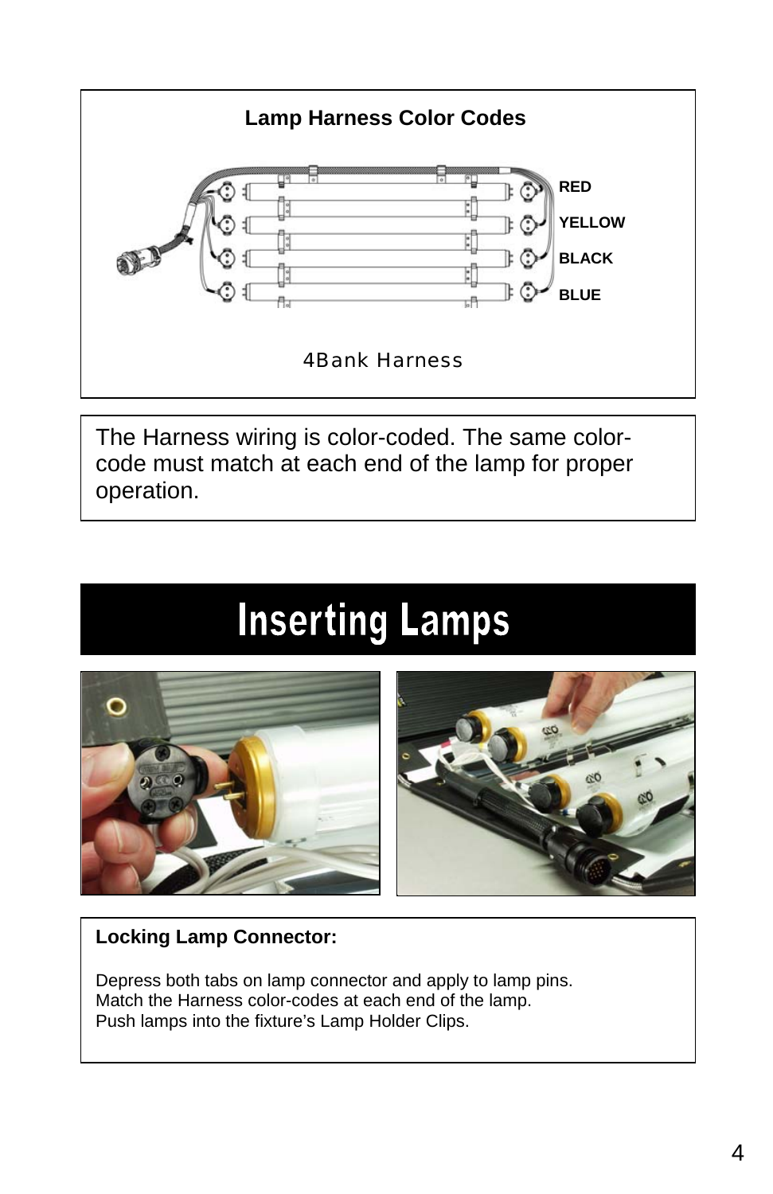**Lamp Harness Color Codes**

RED

YELLOW

BLACK

BLUE

4Bank Harness

The Harness wiring is color-coded. The same color-code must match at each end of the lamp for proper operation.

# Inserting Lamps

**Locking Lamp Connector:**

Depress both tabs on lamp connector and apply to lamp pins.
Match the Harness color-codes at each end of the lamp.
Push lamps into the fixture's Lamp Holder Clips.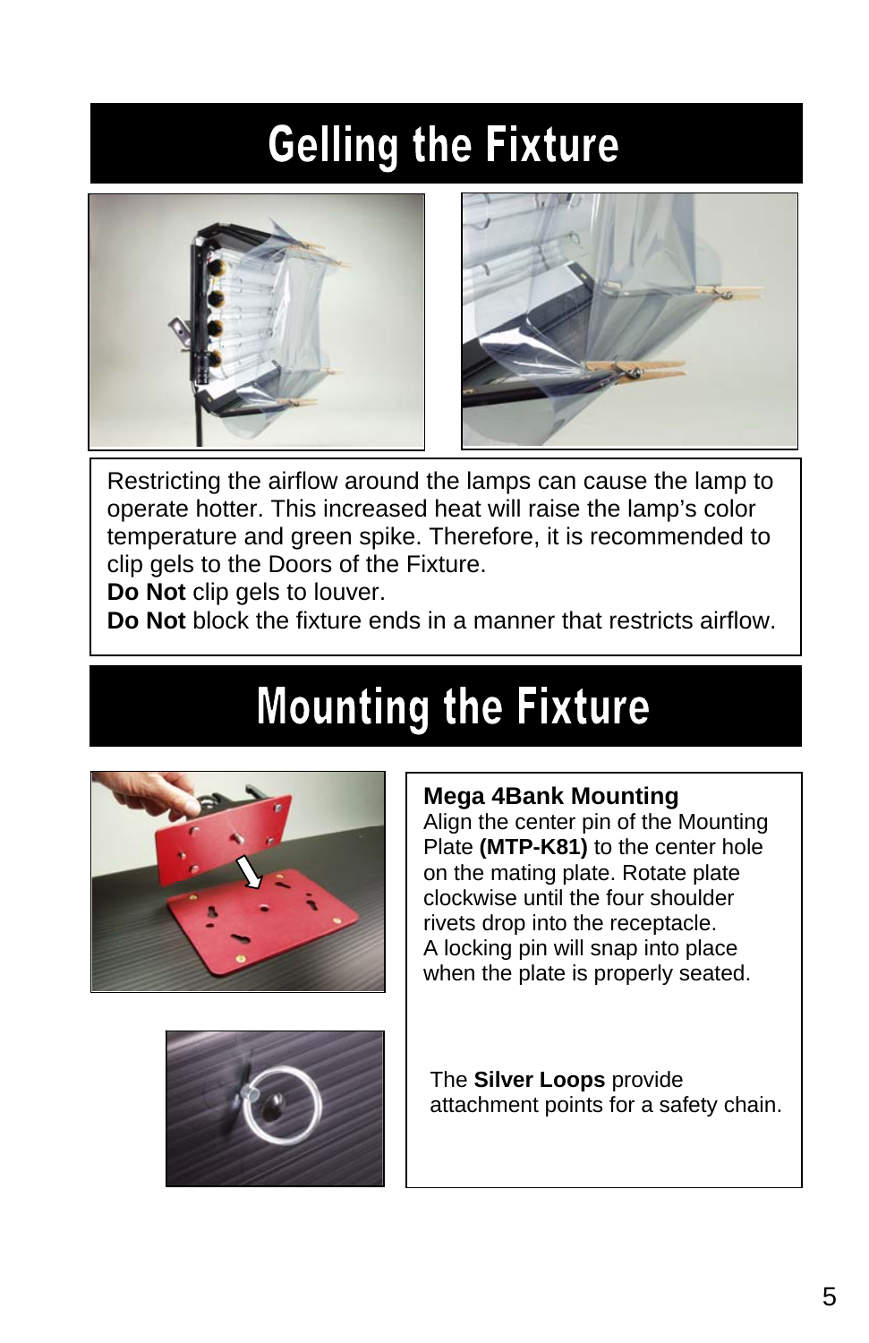# Gelling the Fixture

Restricting the airflow around the lamps can cause the lamp to operate hotter. This increased heat will raise the lamp's color temperature and green spike. Therefore, it is recommended to clip gels to the Doors of the Fixture.

**Do Not** clip gels to louver.

**Do Not** block the fixture ends in a manner that restricts airflow.

# Mounting the Fixture

**Mega 4Bank Mounting**

Align the center pin of the Mounting Plate **(MTP-K81)** to the center hole on the mating plate. Rotate plate clockwise until the four shoulder rivets drop into the receptacle.

A locking pin will snap into place when the plate is properly seated.

The **Silver Loops** provide attachment points for a safety chain.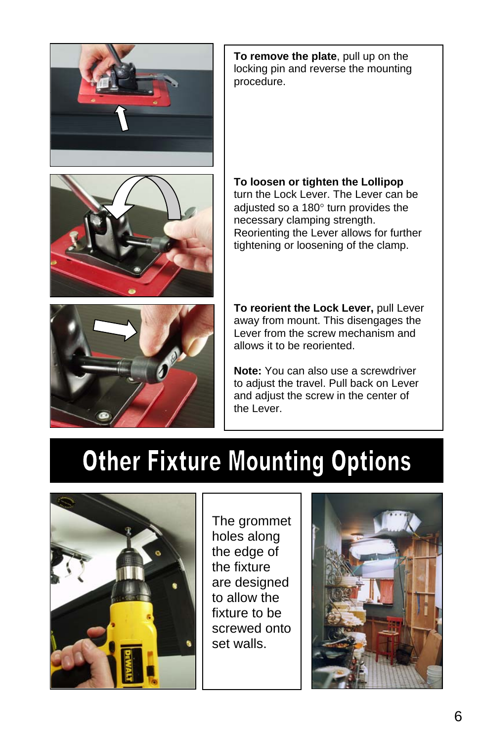**To remove the plate**, pull up on the locking pin and reverse the mounting procedure.

**To loosen or tighten the Lollipop** turn the Lock Lever. The Lever can be adjusted so a 180° turn provides the necessary clamping strength. Reorienting the Lever allows for further tightening or loosening of the clamp.

**To reorient the Lock Lever,** pull Lever away from mount. This disengages the Lever from the screw mechanism and allows it to be reoriented.

**Note:** You can also use a screwdriver to adjust the travel. Pull back on Lever and adjust the screw in the center of the Lever.

# Other Fixture Mounting Options

The grommet holes along the edge of the fixture are designed to allow the fixture to be screwed onto set walls.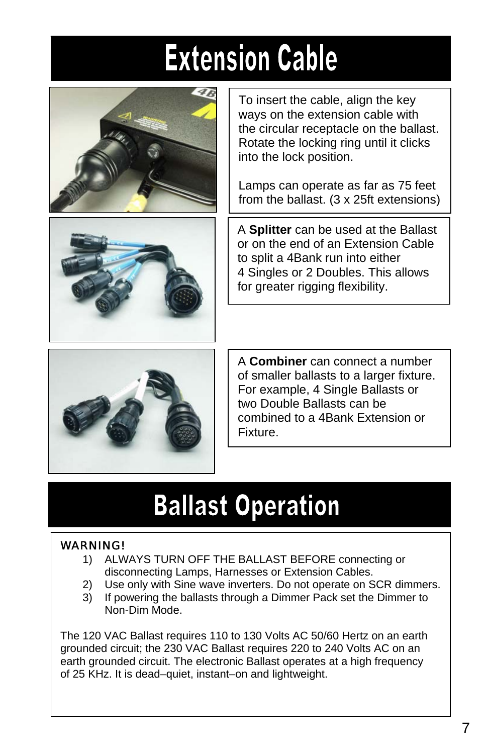# Extension Cable

To insert the cable, align the key ways on the extension cable with the circular receptacle on the ballast. Rotate the locking ring until it clicks into the lock position.

Lamps can operate as far as 75 feet from the ballast. (3 x 25ft extensions)

A **Splitter** can be used at the Ballast or on the end of an Extension Cable to split a 4Bank run into either 4 Singles or 2 Doubles. This allows for greater rigging flexibility.

A **Combiner** can connect a number of smaller ballasts to a larger fixture. For example, 4 Single Ballasts or two Double Ballasts can be combined to a 4Bank Extension or Fixture.

# Ballast Operation

WARNING!

1) ALWAYS TURN OFF THE BALLAST BEFORE connecting or disconnecting Lamps, Harnesses or Extension Cables.
2) Use only with Sine wave inverters. Do not operate on SCR dimmers.
3) If powering the ballasts through a Dimmer Pack set the Dimmer to Non-Dim Mode.

The 120 VAC Ballast requires 110 to 130 Volts AC 50/60 Hertz on an earth grounded circuit; the 230 VAC Ballast requires 220 to 240 Volts AC on an earth grounded circuit. The electronic Ballast operates at a high frequency of 25 KHz. It is dead–quiet, instant–on and lightweight.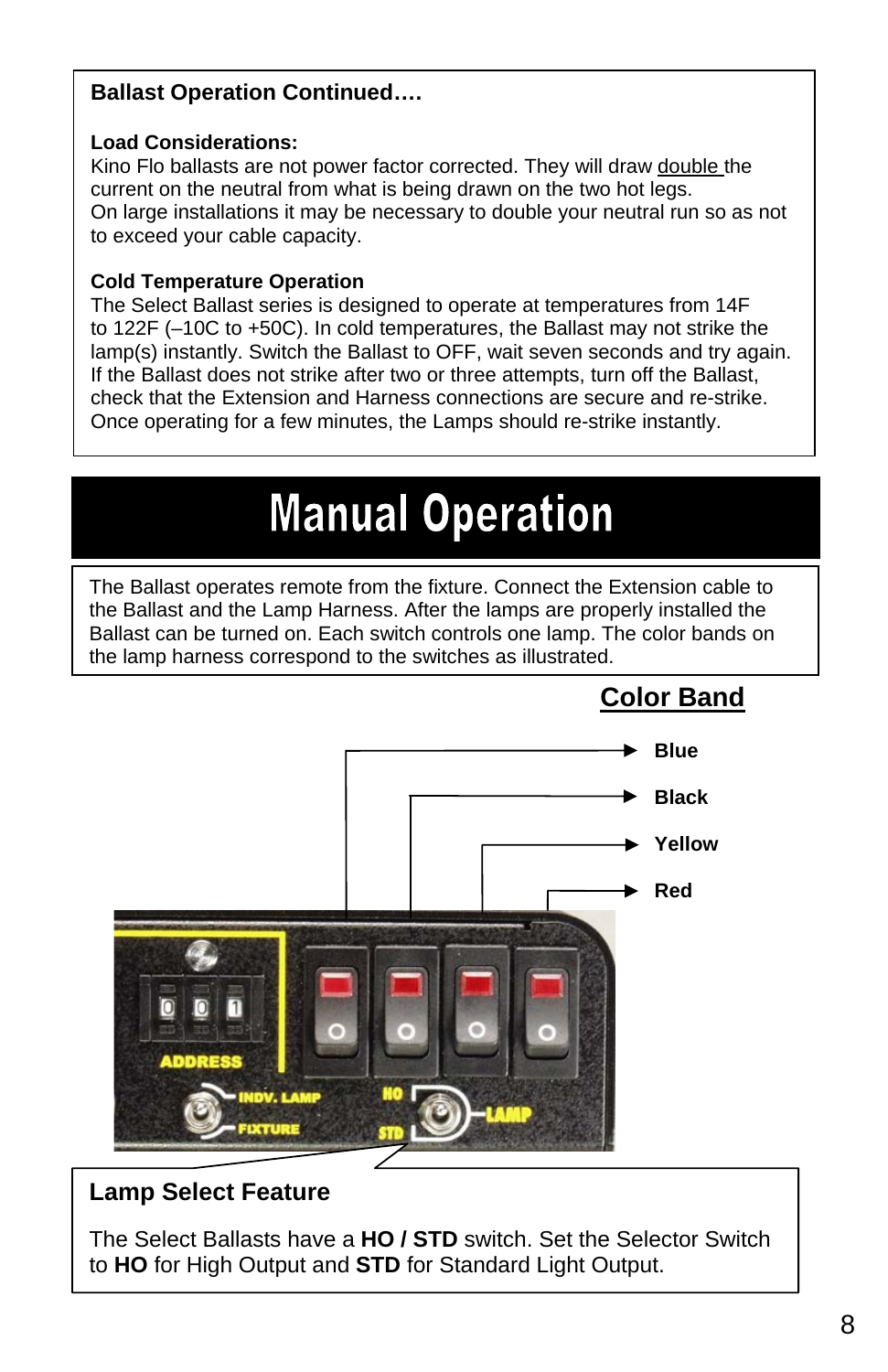**Ballast Operation Continued….**

**Load Considerations:**
Kino Flo ballasts are not power factor corrected. They will draw double the current on the neutral from what is being drawn on the two hot legs.
On large installations it may be necessary to double your neutral run so as not to exceed your cable capacity.

**Cold Temperature Operation**
The Select Ballast series is designed to operate at temperatures from 14F to 122F (–10C to +50C). In cold temperatures, the Ballast may not strike the lamp(s) instantly. Switch the Ballast to OFF, wait seven seconds and try again. If the Ballast does not strike after two or three attempts, turn off the Ballast, check that the Extension and Harness connections are secure and re-strike. Once operating for a few minutes, the Lamps should re-strike instantly.

# Manual Operation

The Ballast operates remote from the fixture. Connect the Extension cable to the Ballast and the Lamp Harness. After the lamps are properly installed the Ballast can be turned on. Each switch controls one lamp. The color bands on the lamp harness correspond to the switches as illustrated.

**Color Band**

- Blue
- Black
- Yellow
- Red

ADDRESS
INDV. LAMP
FIXTURE
HO
STD
LAMP

**Lamp Select Feature**

The Select Ballasts have a **HO / STD** switch. Set the Selector Switch to **HO** for High Output and **STD** for Standard Light Output.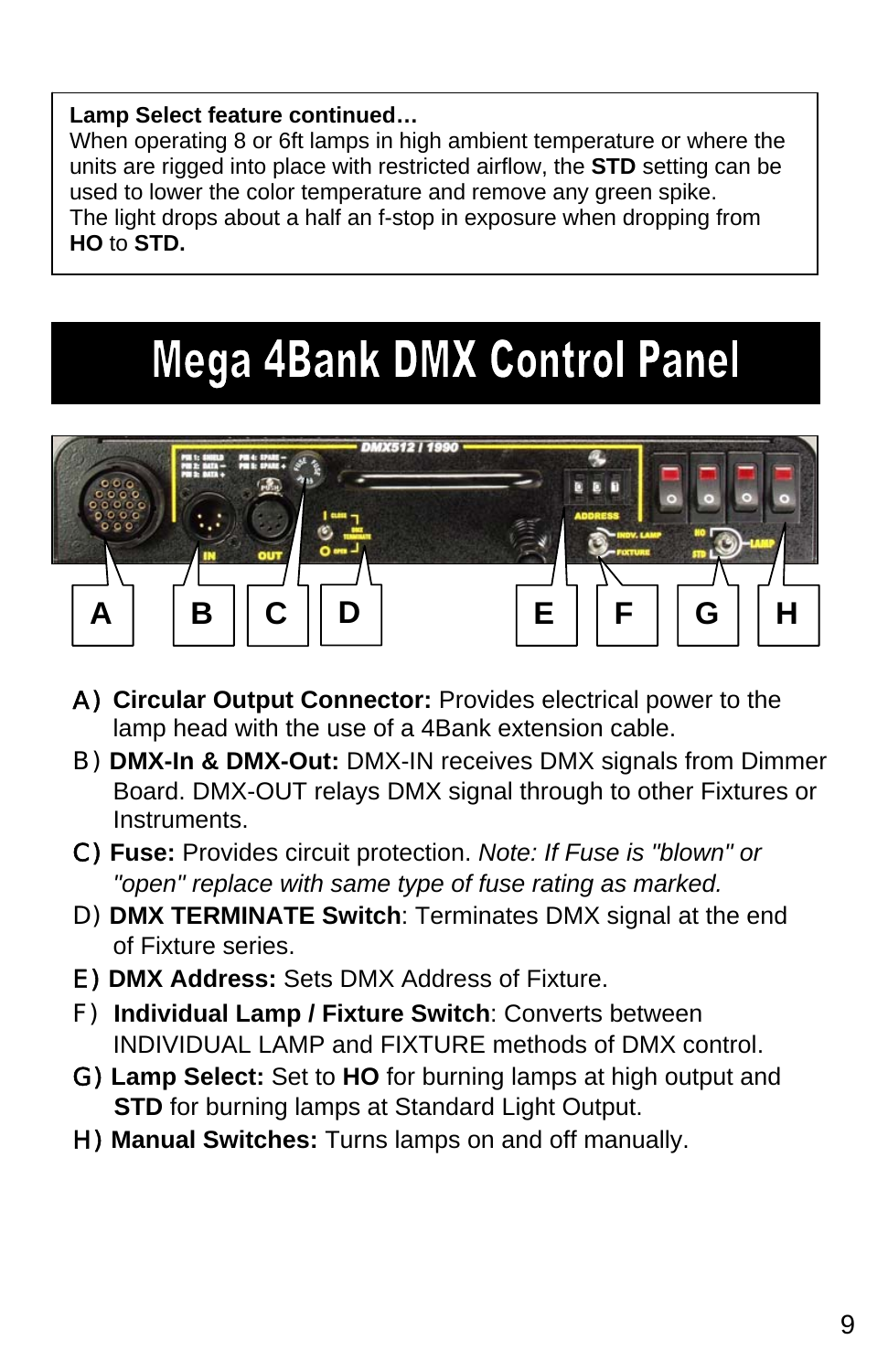**Lamp Select feature continued…**
When operating 8 or 6ft lamps in high ambient temperature or where the units are rigged into place with restricted airflow, the **STD** setting can be used to lower the color temperature and remove any green spike.
The light drops about a half an f-stop in exposure when dropping from **HO** to **STD.**

# Mega 4Bank DMX Control Panel

A) **Circular Output Connector:** Provides electrical power to the lamp head with the use of a 4Bank extension cable.

B) **DMX-In & DMX-Out:** DMX-IN receives DMX signals from Dimmer Board. DMX-OUT relays DMX signal through to other Fixtures or Instruments.

C) **Fuse:** Provides circuit protection. *Note: If Fuse is "blown" or "open" replace with same type of fuse rating as marked.*

D) **DMX TERMINATE Switch**: Terminates DMX signal at the end of Fixture series.

E) **DMX Address:** Sets DMX Address of Fixture.

F) **Individual Lamp / Fixture Switch**: Converts between INDIVIDUAL LAMP and FIXTURE methods of DMX control.

G) **Lamp Select:** Set to **HO** for burning lamps at high output and **STD** for burning lamps at Standard Light Output.

H) **Manual Switches:** Turns lamps on and off manually.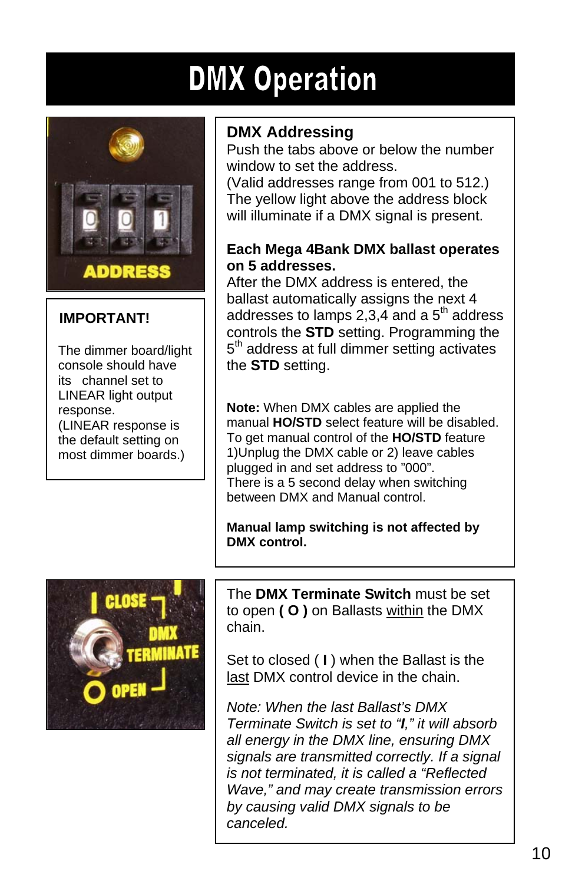# DMX Operation

**IMPORTANT!**

The dimmer board/light console should have its channel set to LINEAR light output response.
(LINEAR response is the default setting on most dimmer boards.)

## DMX Addressing

Push the tabs above or below the number window to set the address.
(Valid addresses range from 001 to 512.)
The yellow light above the address block will illuminate if a DMX signal is present.

**Each Mega 4Bank DMX ballast operates on 5 addresses.**
After the DMX address is entered, the ballast automatically assigns the next 4 addresses to lamps 2,3,4 and a 5th address controls the **STD** setting. Programming the 5th address at full dimmer setting activates the **STD** setting.

**Note:** When DMX cables are applied the manual **HO/STD** select feature will be disabled. To get manual control of the **HO/STD** feature 1)Unplug the DMX cable or 2) leave cables plugged in and set address to "000".
There is a 5 second delay when switching between DMX and Manual control.

**Manual lamp switching is not affected by DMX control.**

The **DMX Terminate Switch** must be set to open **( O )** on Ballasts within the DMX chain.

Set to closed ( **I** ) when the Ballast is the last DMX control device in the chain.

*Note: When the last Ballast's DMX Terminate Switch is set to "**I**," it will absorb all energy in the DMX line, ensuring DMX signals are transmitted correctly. If a signal is not terminated, it is called a "Reflected Wave," and may create transmission errors by causing valid DMX signals to be canceled.*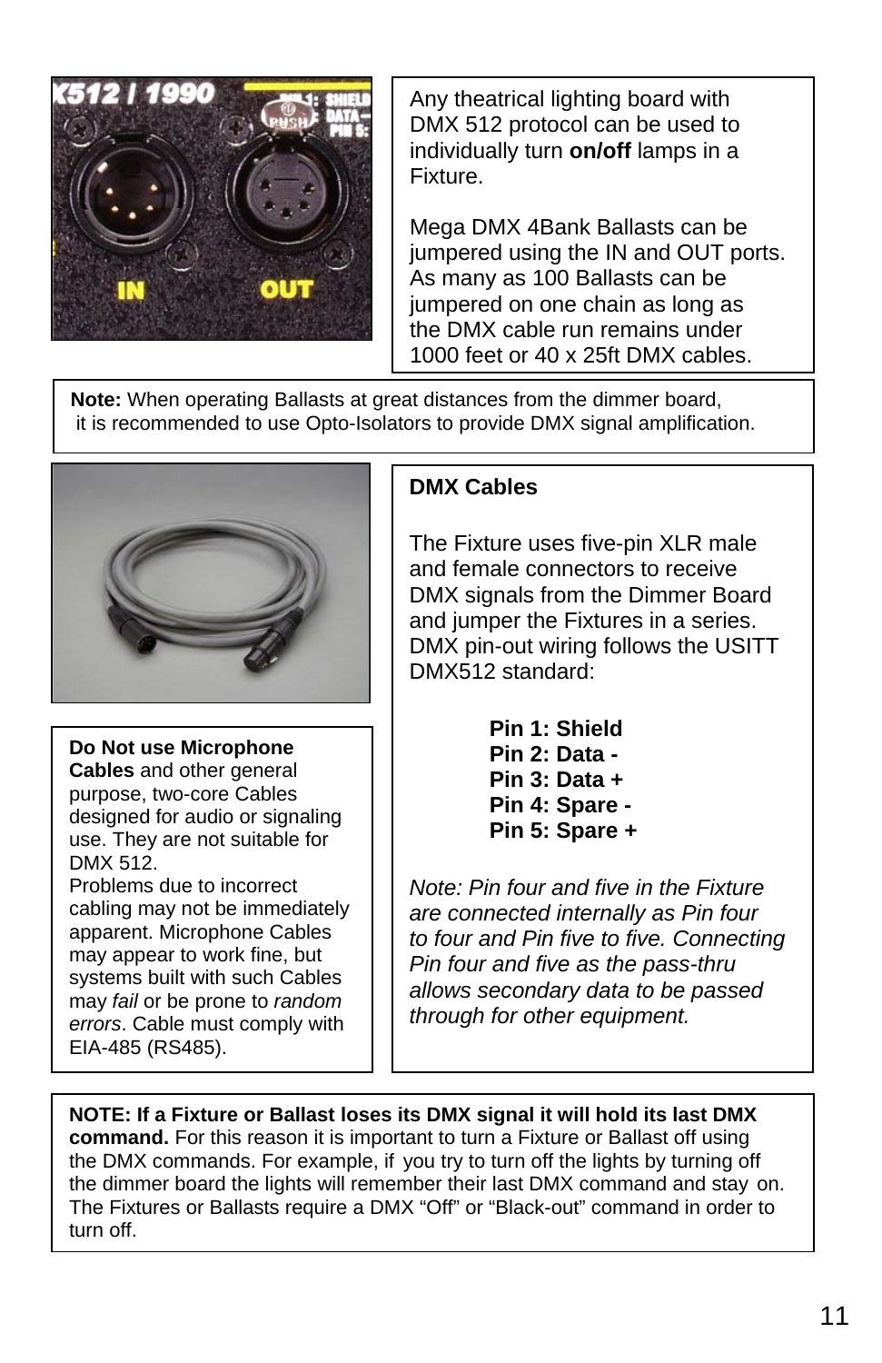Any theatrical lighting board with DMX 512 protocol can be used to individually turn **on/off** lamps in a Fixture.

Mega DMX 4Bank Ballasts can be jumpered using the IN and OUT ports. As many as 100 Ballasts can be jumpered on one chain as long as the DMX cable run remains under 1000 feet or 40 x 25ft DMX cables.

**Note:** When operating Ballasts at great distances from the dimmer board, it is recommended to use Opto-Isolators to provide DMX signal amplification.

**DMX Cables**

The Fixture uses five-pin XLR male and female connectors to receive DMX signals from the Dimmer Board and jumper the Fixtures in a series. DMX pin-out wiring follows the USITT DMX512 standard:

**Pin 1: Shield**
**Pin 2: Data -**
**Pin 3: Data +**
**Pin 4: Spare -**
**Pin 5: Spare +**

*Note: Pin four and five in the Fixture are connected internally as Pin four to four and Pin five to five. Connecting Pin four and five as the pass-thru allows secondary data to be passed through for other equipment.*

**Do Not use Microphone Cables** and other general purpose, two-core Cables designed for audio or signaling use. They are not suitable for DMX 512.
Problems due to incorrect cabling may not be immediately apparent. Microphone Cables may appear to work fine, but systems built with such Cables may *fail* or be prone to *random errors*. Cable must comply with EIA-485 (RS485).

**NOTE: If a Fixture or Ballast loses its DMX signal it will hold its last DMX command.** For this reason it is important to turn a Fixture or Ballast off using the DMX commands. For example, if you try to turn off the lights by turning off the dimmer board the lights will remember their last DMX command and stay on. The Fixtures or Ballasts require a DMX "Off" or "Black-out" command in order to turn off.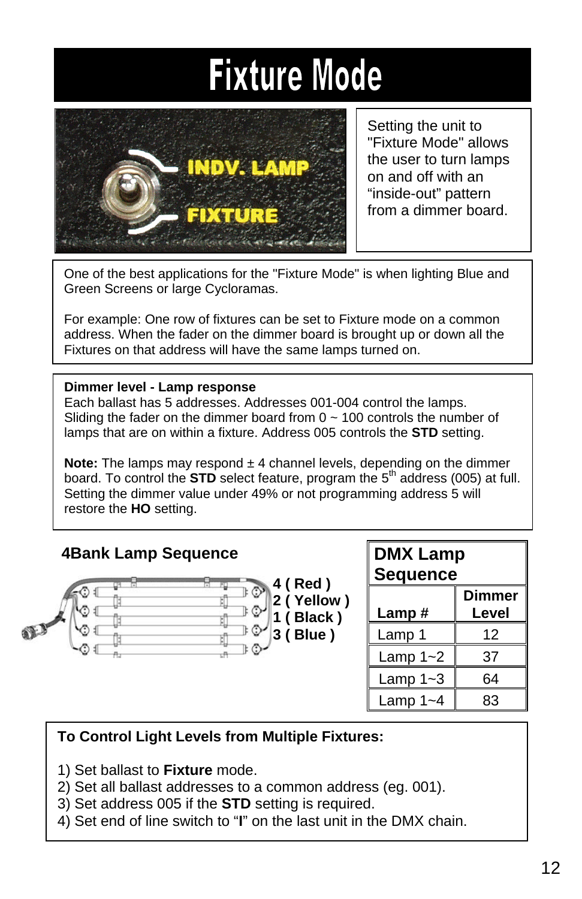# Fixture Mode

Setting the unit to "Fixture Mode" allows the user to turn lamps on and off with an "inside-out" pattern from a dimmer board.

One of the best applications for the "Fixture Mode" is when lighting Blue and Green Screens or large Cycloramas.

For example: One row of fixtures can be set to Fixture mode on a common address. When the fader on the dimmer board is brought up or down all the Fixtures on that address will have the same lamps turned on.

**Dimmer level - Lamp response**
Each ballast has 5 addresses. Addresses 001-004 control the lamps. Sliding the fader on the dimmer board from 0 ~ 100 controls the number of lamps that are on within a fixture. Address 005 controls the **STD** setting.

**Note:** The lamps may respond ± 4 channel levels, depending on the dimmer board. To control the **STD** select feature, program the 5th address (005) at full. Setting the dimmer value under 49% or not programming address 5 will restore the **HO** setting.

### 4Bank Lamp Sequence

4 ( Red )
2 ( Yellow )
1 ( Black )
3 ( Blue )

### DMX Lamp Sequence

| Lamp # | Dimmer Level |
|---|---|
| Lamp 1 | 12 |
| Lamp 1~2 | 37 |
| Lamp 1~3 | 64 |
| Lamp 1~4 | 83 |

**To Control Light Levels from Multiple Fixtures:**

1) Set ballast to **Fixture** mode.
2) Set all ballast addresses to a common address (eg. 001).
3) Set address 005 if the **STD** setting is required.
4) Set end of line switch to "**I**" on the last unit in the DMX chain.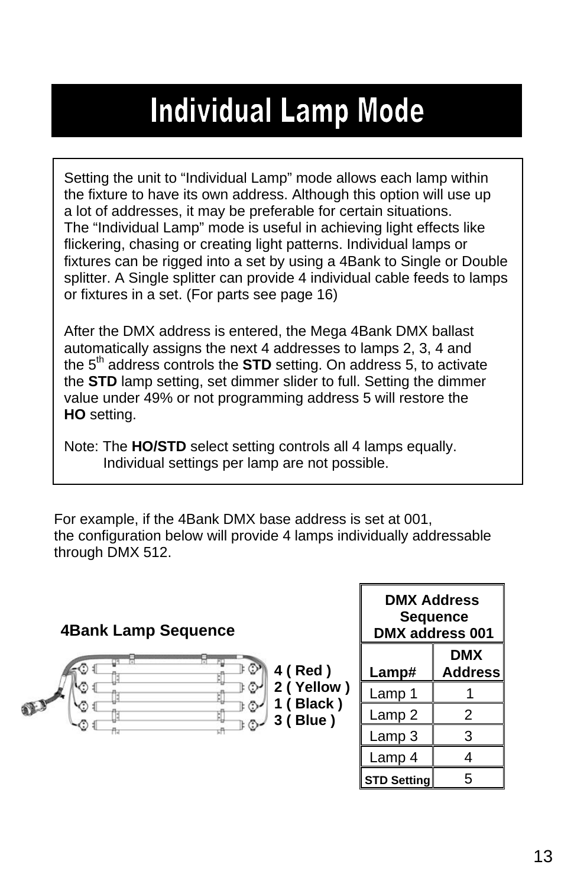# Individual Lamp Mode

Setting the unit to "Individual Lamp" mode allows each lamp within the fixture to have its own address. Although this option will use up a lot of addresses, it may be preferable for certain situations. The "Individual Lamp" mode is useful in achieving light effects like flickering, chasing or creating light patterns. Individual lamps or fixtures can be rigged into a set by using a 4Bank to Single or Double splitter. A Single splitter can provide 4 individual cable feeds to lamps or fixtures in a set. (For parts see page 16)

After the DMX address is entered, the Mega 4Bank DMX ballast automatically assigns the next 4 addresses to lamps 2, 3, 4 and the 5th address controls the **STD** setting. On address 5, to activate the **STD** lamp setting, set dimmer slider to full. Setting the dimmer value under 49% or not programming address 5 will restore the **HO** setting.

Note: The **HO/STD** select setting controls all 4 lamps equally. Individual settings per lamp are not possible.

For example, if the 4Bank DMX base address is set at 001, the configuration below will provide 4 lamps individually addressable through DMX 512.

**4Bank Lamp Sequence**

**4 ( Red )**
**2 ( Yellow )**
**1 ( Black )**
**3 ( Blue )**

| **DMX Address Sequence DMX address 001** | |
|---|---|
| **Lamp#** | **DMX Address** |
| Lamp 1 | 1 |
| Lamp 2 | 2 |
| Lamp 3 | 3 |
| Lamp 4 | 4 |
| **STD Setting** | 5 |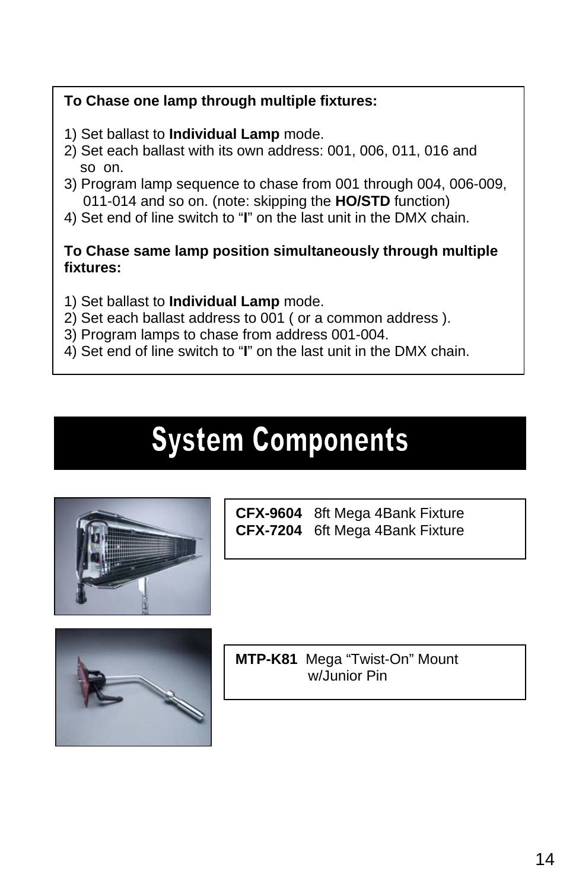**To Chase one lamp through multiple fixtures:**

1) Set ballast to **Individual Lamp** mode.
2) Set each ballast with its own address: 001, 006, 011, 016 and so on.
3) Program lamp sequence to chase from 001 through 004, 006-009, 011-014 and so on. (note: skipping the **HO/STD** function)
4) Set end of line switch to "**I**" on the last unit in the DMX chain.

**To Chase same lamp position simultaneously through multiple fixtures:**

1) Set ballast to **Individual Lamp** mode.
2) Set each ballast address to 001 ( or a common address ).
3) Program lamps to chase from address 001-004.
4) Set end of line switch to "**I**" on the last unit in the DMX chain.

# System Components

**CFX-9604** 8ft Mega 4Bank Fixture
**CFX-7204** 6ft Mega 4Bank Fixture

**MTP-K81** Mega "Twist-On" Mount w/Junior Pin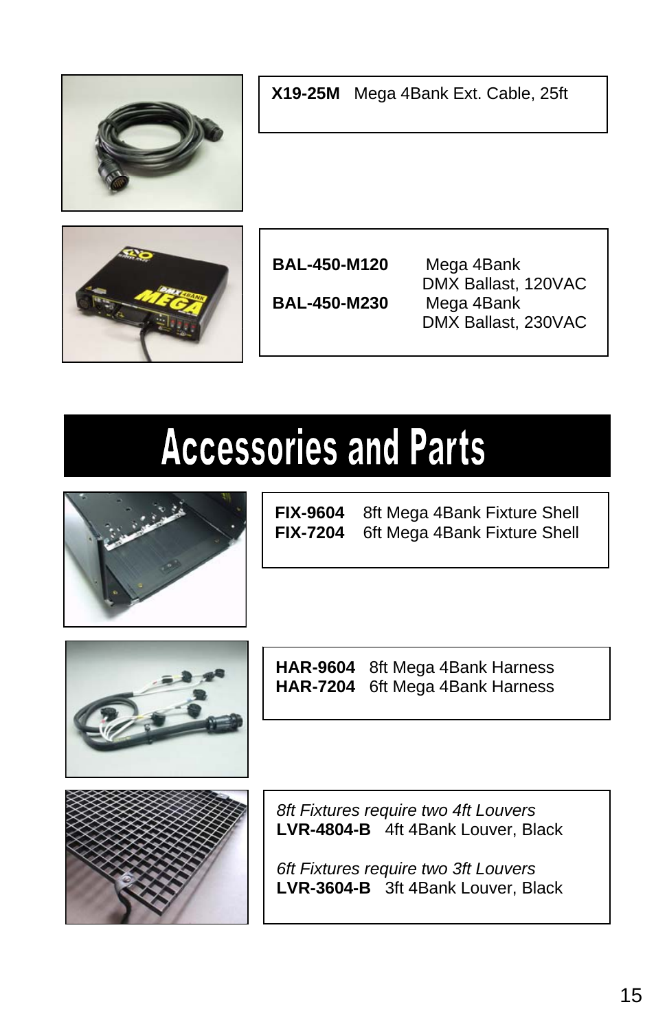**X19-25M** Mega 4Bank Ext. Cable, 25ft

**BAL-450-M120** Mega 4Bank DMX Ballast, 120VAC

**BAL-450-M230** Mega 4Bank DMX Ballast, 230VAC

# Accessories and Parts

**FIX-9604** 8ft Mega 4Bank Fixture Shell
**FIX-7204** 6ft Mega 4Bank Fixture Shell

**HAR-9604** 8ft Mega 4Bank Harness
**HAR-7204** 6ft Mega 4Bank Harness

*8ft Fixtures require two 4ft Louvers*
**LVR-4804-B** 4ft 4Bank Louver, Black

*6ft Fixtures require two 3ft Louvers*
**LVR-3604-B** 3ft 4Bank Louver, Black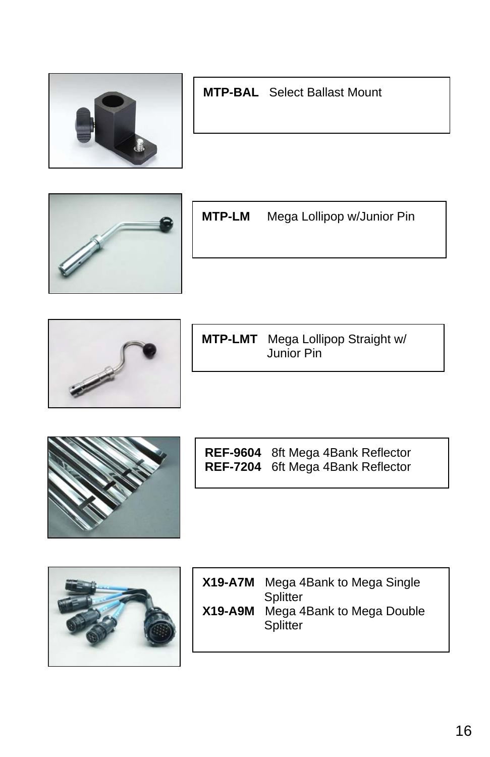**MTP-BAL** Select Ballast Mount

**MTP-LM** Mega Lollipop w/Junior Pin

**MTP-LMT** Mega Lollipop Straight w/ Junior Pin

**REF-9604** 8ft Mega 4Bank Reflector
**REF-7204** 6ft Mega 4Bank Reflector

**X19-A7M** Mega 4Bank to Mega Single Splitter
**X19-A9M** Mega 4Bank to Mega Double Splitter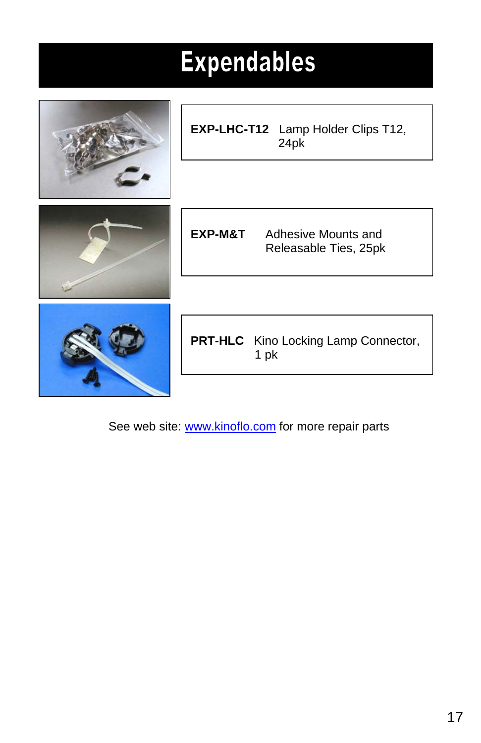# Expendables

**EXP-LHC-T12** Lamp Holder Clips T12, 24pk

**EXP-M&T** Adhesive Mounts and Releasable Ties, 25pk

**PRT-HLC** Kino Locking Lamp Connector, 1 pk

See web site: www.kinoflo.com for more repair parts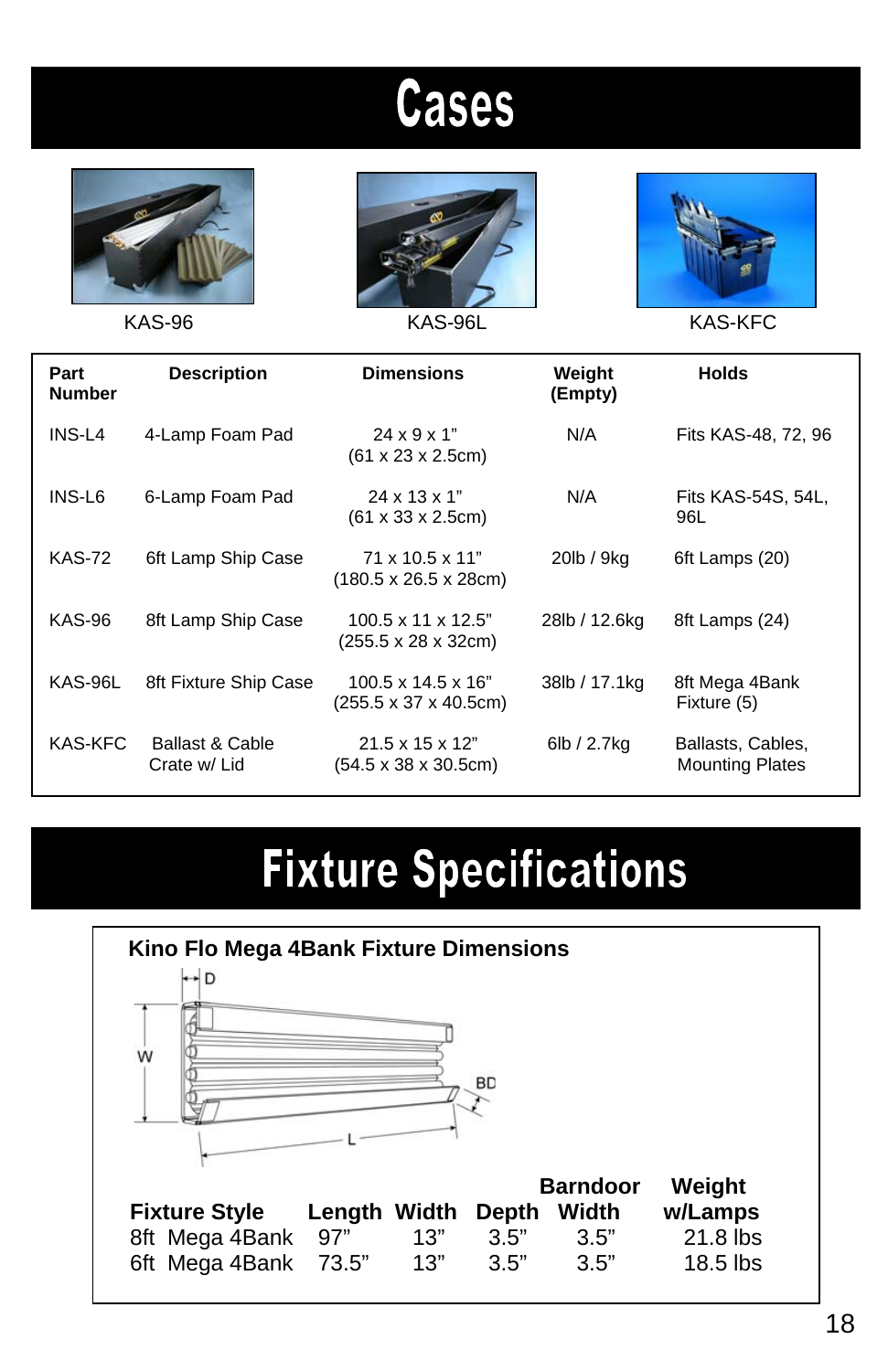# Cases

KAS-96 KAS-96L KAS-KFC

| Part Number | Description | Dimensions | Weight (Empty) | Holds |
|---|---|---|---|---|
| INS-L4 | 4-Lamp Foam Pad | 24 x 9 x 1" (61 x 23 x 2.5cm) | N/A | Fits KAS-48, 72, 96 |
| INS-L6 | 6-Lamp Foam Pad | 24 x 13 x 1" (61 x 33 x 2.5cm) | N/A | Fits KAS-54S, 54L, 96L |
| KAS-72 | 6ft Lamp Ship Case | 71 x 10.5 x 11" (180.5 x 26.5 x 28cm) | 20lb / 9kg | 6ft Lamps (20) |
| KAS-96 | 8ft Lamp Ship Case | 100.5 x 11 x 12.5" (255.5 x 28 x 32cm) | 28lb / 12.6kg | 8ft Lamps (24) |
| KAS-96L | 8ft Fixture Ship Case | 100.5 x 14.5 x 16" (255.5 x 37 x 40.5cm) | 38lb / 17.1kg | 8ft Mega 4Bank Fixture (5) |
| KAS-KFC | Ballast & Cable Crate w/ Lid | 21.5 x 15 x 12" (54.5 x 38 x 30.5cm) | 6lb / 2.7kg | Ballasts, Cables, Mounting Plates |

# Fixture Specifications

**Kino Flo Mega 4Bank Fixture Dimensions**

| Fixture Style | Length | Width | Depth | Barndoor Width | Weight w/Lamps |
|---|---|---|---|---|---|
| 8ft Mega 4Bank | 97" | 13" | 3.5" | 3.5" | 21.8 lbs |
| 6ft Mega 4Bank | 73.5" | 13" | 3.5" | 3.5" | 18.5 lbs |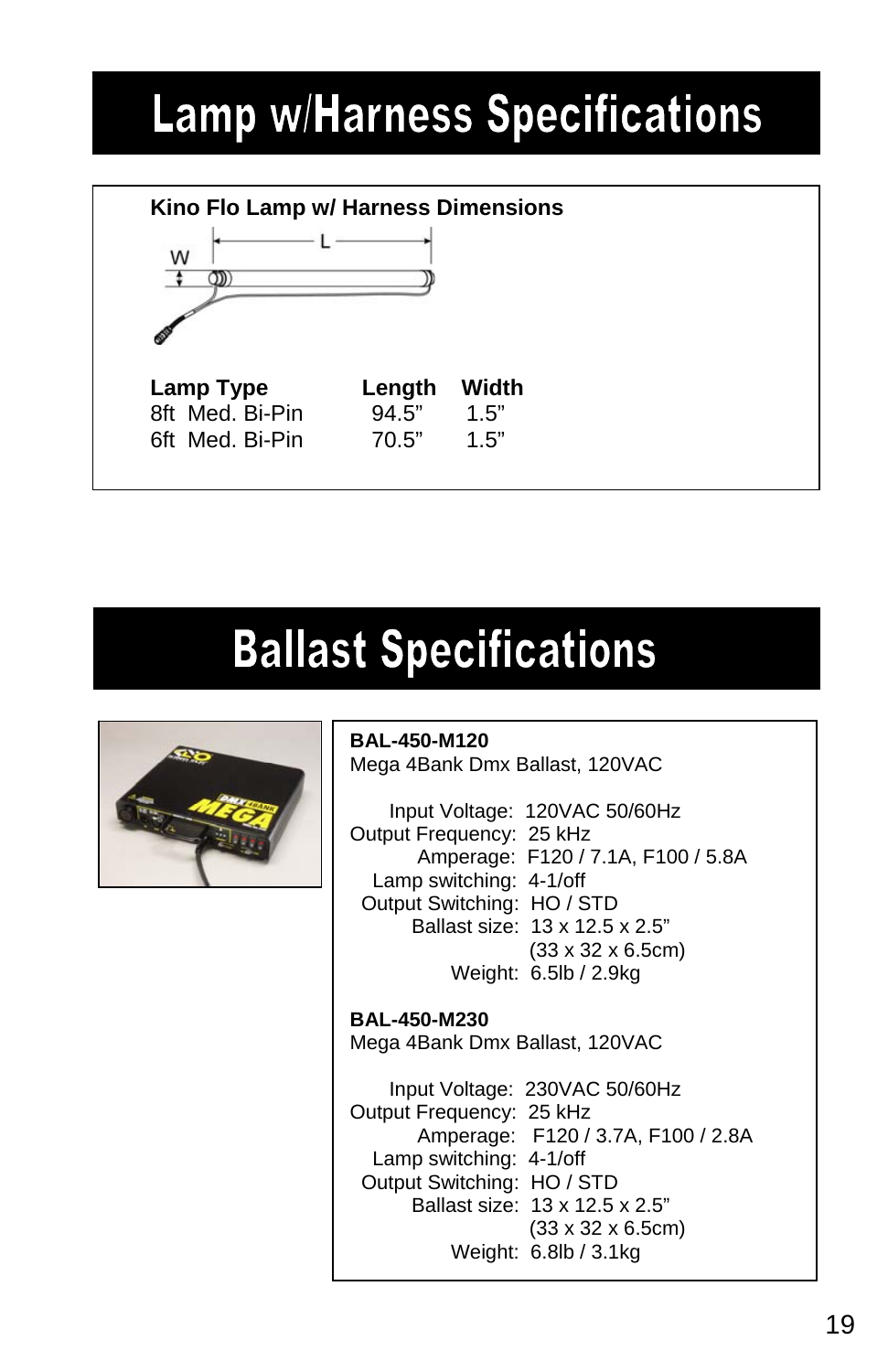# Lamp w/Harness Specifications

**Kino Flo Lamp w/ Harness Dimensions**

| Lamp Type | Length | Width |
|---|---|---|
| 8ft Med. Bi-Pin | 94.5" | 1.5" |
| 6ft Med. Bi-Pin | 70.5" | 1.5" |

# Ballast Specifications

**BAL-450-M120**
Mega 4Bank Dmx Ballast, 120VAC

Input Voltage: 120VAC 50/60Hz
Output Frequency: 25 kHz
Amperage: F120 / 7.1A, F100 / 5.8A
Lamp switching: 4-1/off
Output Switching: HO / STD
Ballast size: 13 x 12.5 x 2.5"
(33 x 32 x 6.5cm)
Weight: 6.5lb / 2.9kg

**BAL-450-M230**
Mega 4Bank Dmx Ballast, 120VAC

Input Voltage: 230VAC 50/60Hz
Output Frequency: 25 kHz
Amperage: F120 / 3.7A, F100 / 2.8A
Lamp switching: 4-1/off
Output Switching: HO / STD
Ballast size: 13 x 12.5 x 2.5"
(33 x 32 x 6.5cm)
Weight: 6.8lb / 3.1kg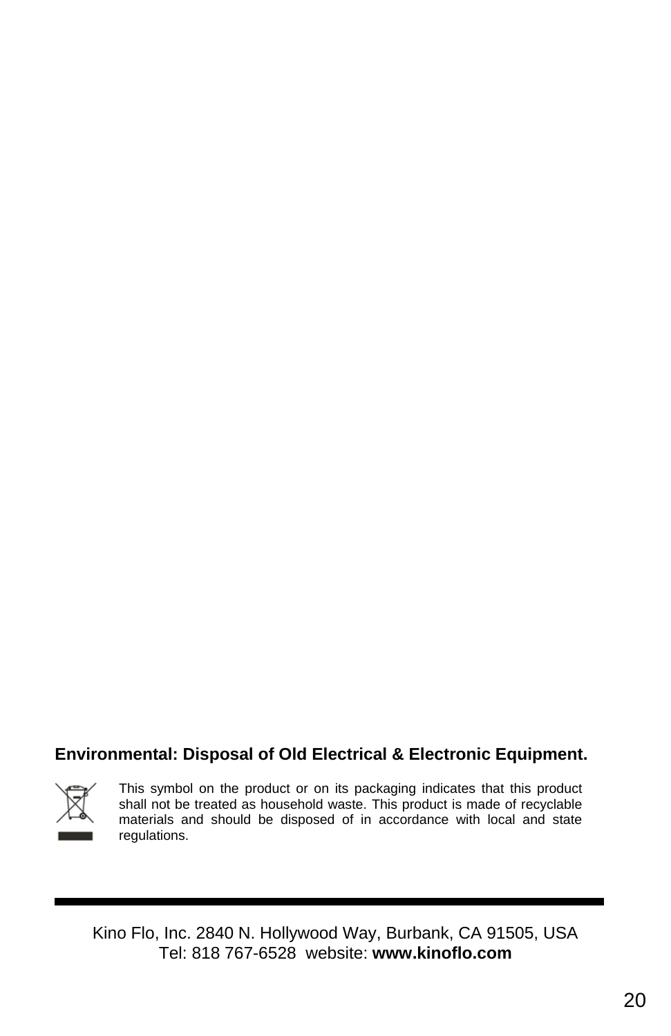**Environmental: Disposal of Old Electrical & Electronic Equipment.**

This symbol on the product or on its packaging indicates that this product shall not be treated as household waste. This product is made of recyclable materials and should be disposed of in accordance with local and state regulations.

---

Kino Flo, Inc. 2840 N. Hollywood Way, Burbank, CA 91505, USA
Tel: 818 767-6528 website: **www.kinoflo.com**